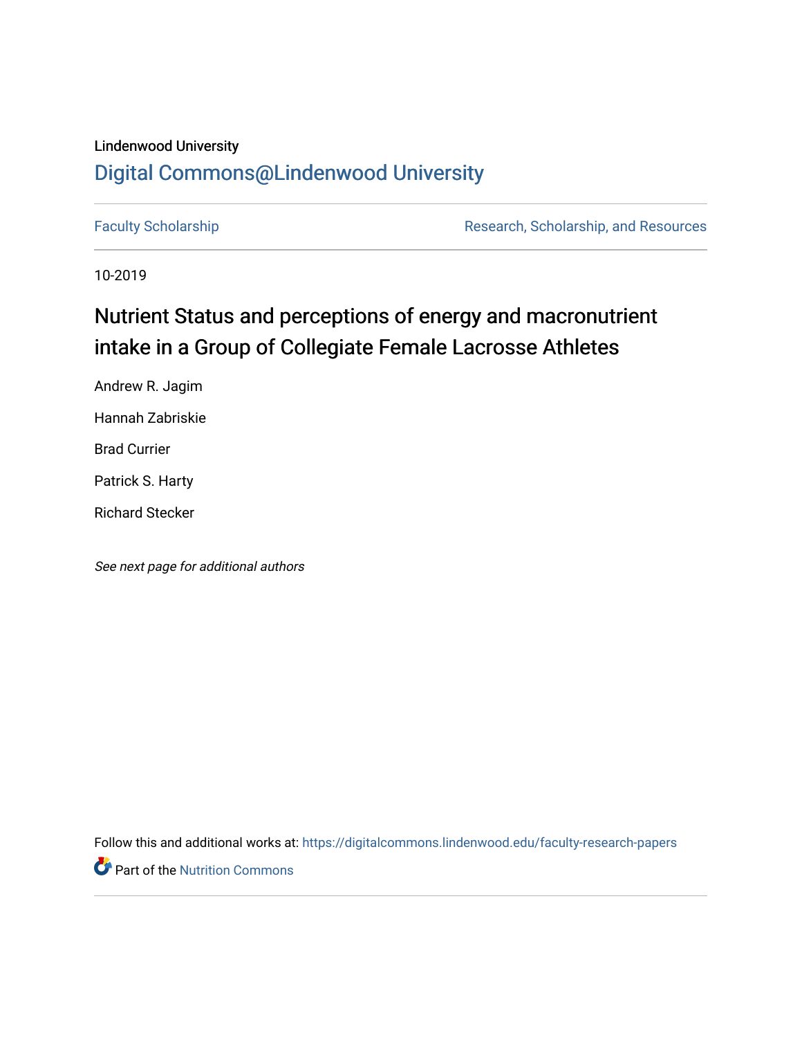Lindenwood University

# Digital Commons@Lindenwood University

Faculty Scholarship | Research, Scholarship, and Resources

10-2019

## Nutrient Status and perceptions of energy and macronutrient intake in a Group of Collegiate Female Lacrosse Athletes

Andrew R. Jagim

Hannah Zabriskie

Brad Currier

Patrick S. Harty

Richard Stecker

*See next page for additional authors*

Follow this and additional works at: https://digitalcommons.lindenwood.edu/faculty-research-papers

Part of the Nutrition Commons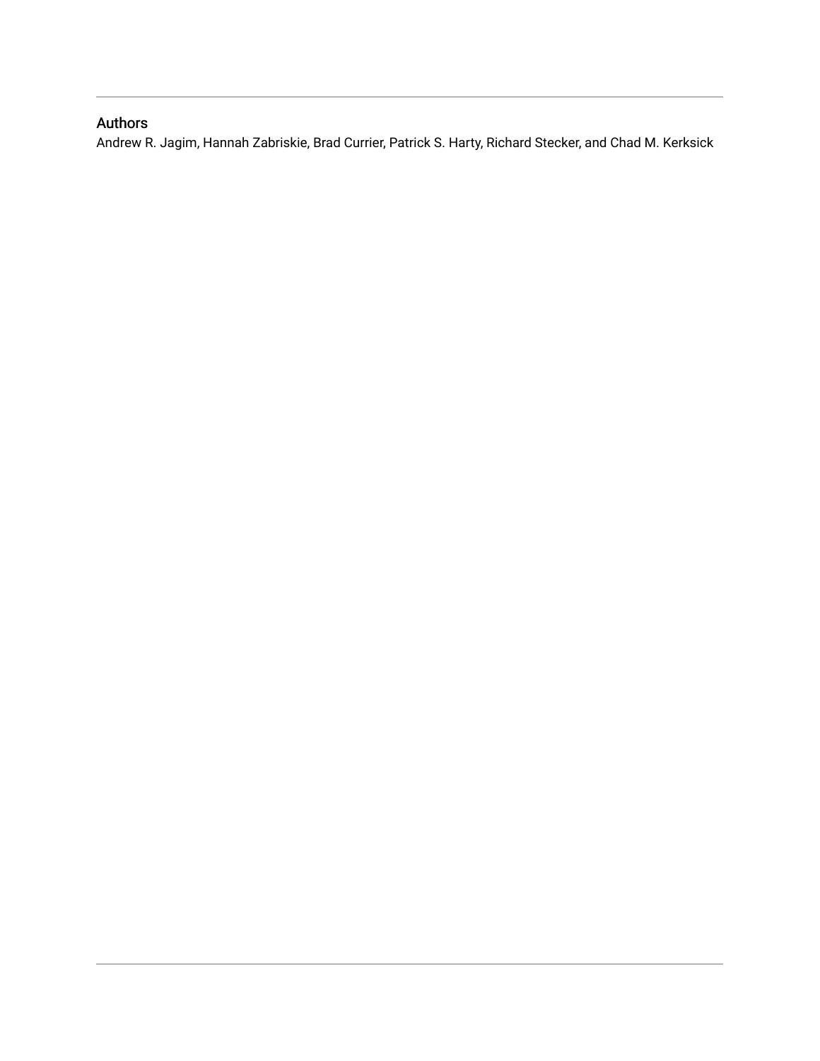## Authors

Andrew R. Jagim, Hannah Zabriskie, Brad Currier, Patrick S. Harty, Richard Stecker, and Chad M. Kerksick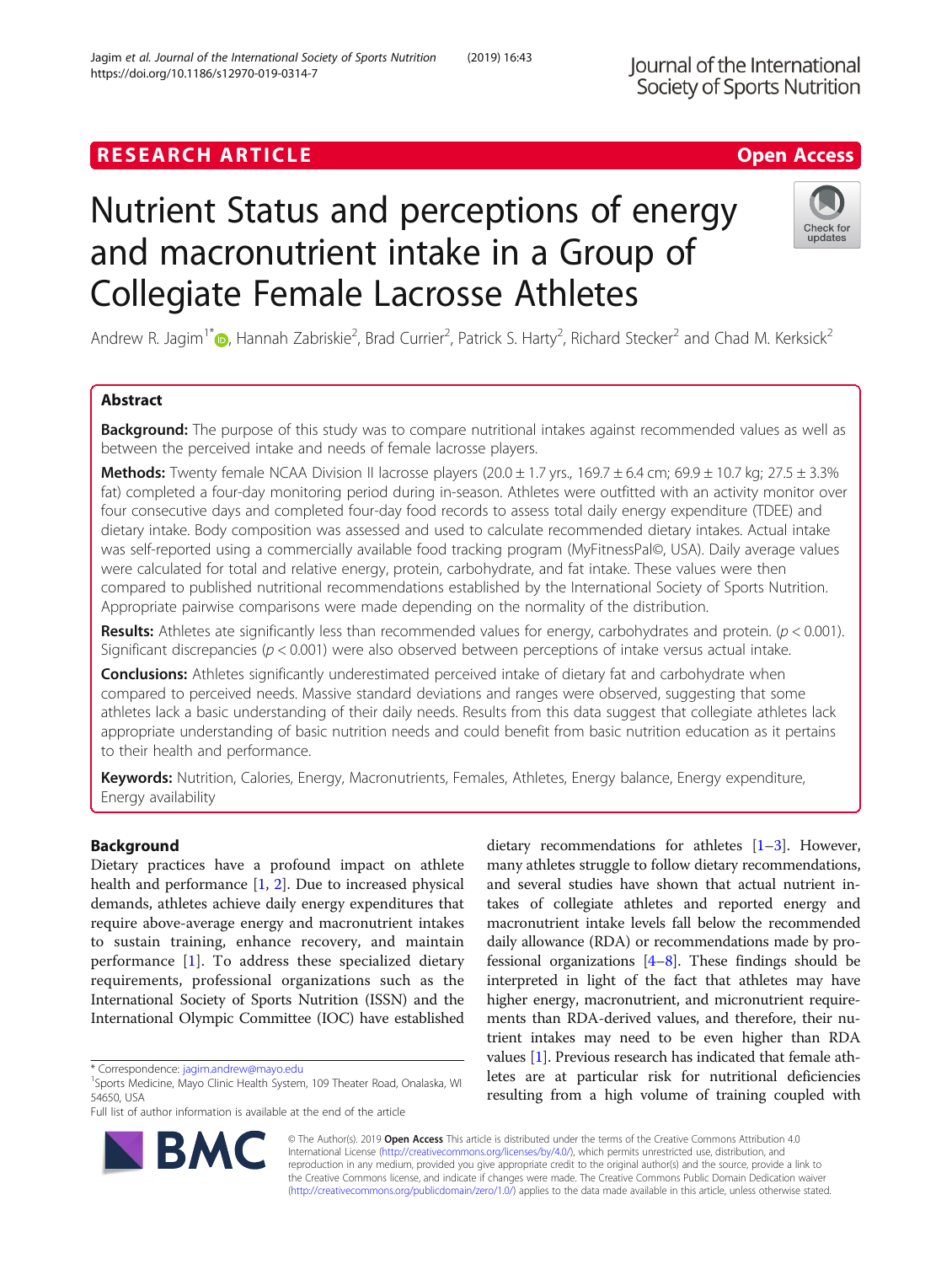# Nutrient Status and perceptions of energy and macronutrient intake in a Group of Collegiate Female Lacrosse Athletes

Andrew R. Jagim[1*], Hannah Zabriskie[2], Brad Currier[2], Patrick S. Harty[2], Richard Stecker[2] and Chad M. Kerksick[2]

## Abstract

**Background:** The purpose of this study was to compare nutritional intakes against recommended values as well as between the perceived intake and needs of female lacrosse players.

**Methods:** Twenty female NCAA Division II lacrosse players (20.0 ± 1.7 yrs., 169.7 ± 6.4 cm; 69.9 ± 10.7 kg; 27.5 ± 3.3% fat) completed a four-day monitoring period during in-season. Athletes were outfitted with an activity monitor over four consecutive days and completed four-day food records to assess total daily energy expenditure (TDEE) and dietary intake. Body composition was assessed and used to calculate recommended dietary intakes. Actual intake was self-reported using a commercially available food tracking program (MyFitnessPal©, USA). Daily average values were calculated for total and relative energy, protein, carbohydrate, and fat intake. These values were then compared to published nutritional recommendations established by the International Society of Sports Nutrition. Appropriate pairwise comparisons were made depending on the normality of the distribution.

**Results:** Athletes ate significantly less than recommended values for energy, carbohydrates and protein. ($p < 0.001$). Significant discrepancies ($p < 0.001$) were also observed between perceptions of intake versus actual intake.

**Conclusions:** Athletes significantly underestimated perceived intake of dietary fat and carbohydrate when compared to perceived needs. Massive standard deviations and ranges were observed, suggesting that some athletes lack a basic understanding of their daily needs. Results from this data suggest that collegiate athletes lack appropriate understanding of basic nutrition needs and could benefit from basic nutrition education as it pertains to their health and performance.

**Keywords:** Nutrition, Calories, Energy, Macronutrients, Females, Athletes, Energy balance, Energy expenditure, Energy availability

## Background

Dietary practices have a profound impact on athlete health and performance [1, 2]. Due to increased physical demands, athletes achieve daily energy expenditures that require above-average energy and macronutrient intakes to sustain training, enhance recovery, and maintain performance [1]. To address these specialized dietary requirements, professional organizations such as the International Society of Sports Nutrition (ISSN) and the International Olympic Committee (IOC) have established dietary recommendations for athletes [1–3]. However, many athletes struggle to follow dietary recommendations, and several studies have shown that actual nutrient intakes of collegiate athletes and reported energy and macronutrient intake levels fall below the recommended daily allowance (RDA) or recommendations made by professional organizations [4–8]. These findings should be interpreted in light of the fact that athletes may have higher energy, macronutrient, and micronutrient requirements than RDA-derived values, and therefore, their nutrient intakes may need to be even higher than RDA values [1]. Previous research has indicated that female athletes are at particular risk for nutritional deficiencies resulting from a high volume of training coupled with

\* Correspondence: jagim.andrew@mayo.edu
[1]Sports Medicine, Mayo Clinic Health System, 109 Theater Road, Onalaska, WI 54650, USA
Full list of author information is available at the end of the article

© The Author(s). 2019 **Open Access** This article is distributed under the terms of the Creative Commons Attribution 4.0 International License (http://creativecommons.org/licenses/by/4.0/), which permits unrestricted use, distribution, and reproduction in any medium, provided you give appropriate credit to the original author(s) and the source, provide a link to the Creative Commons license, and indicate if changes were made. The Creative Commons Public Domain Dedication waiver (http://creativecommons.org/publicdomain/zero/1.0/) applies to the data made available in this article, unless otherwise stated.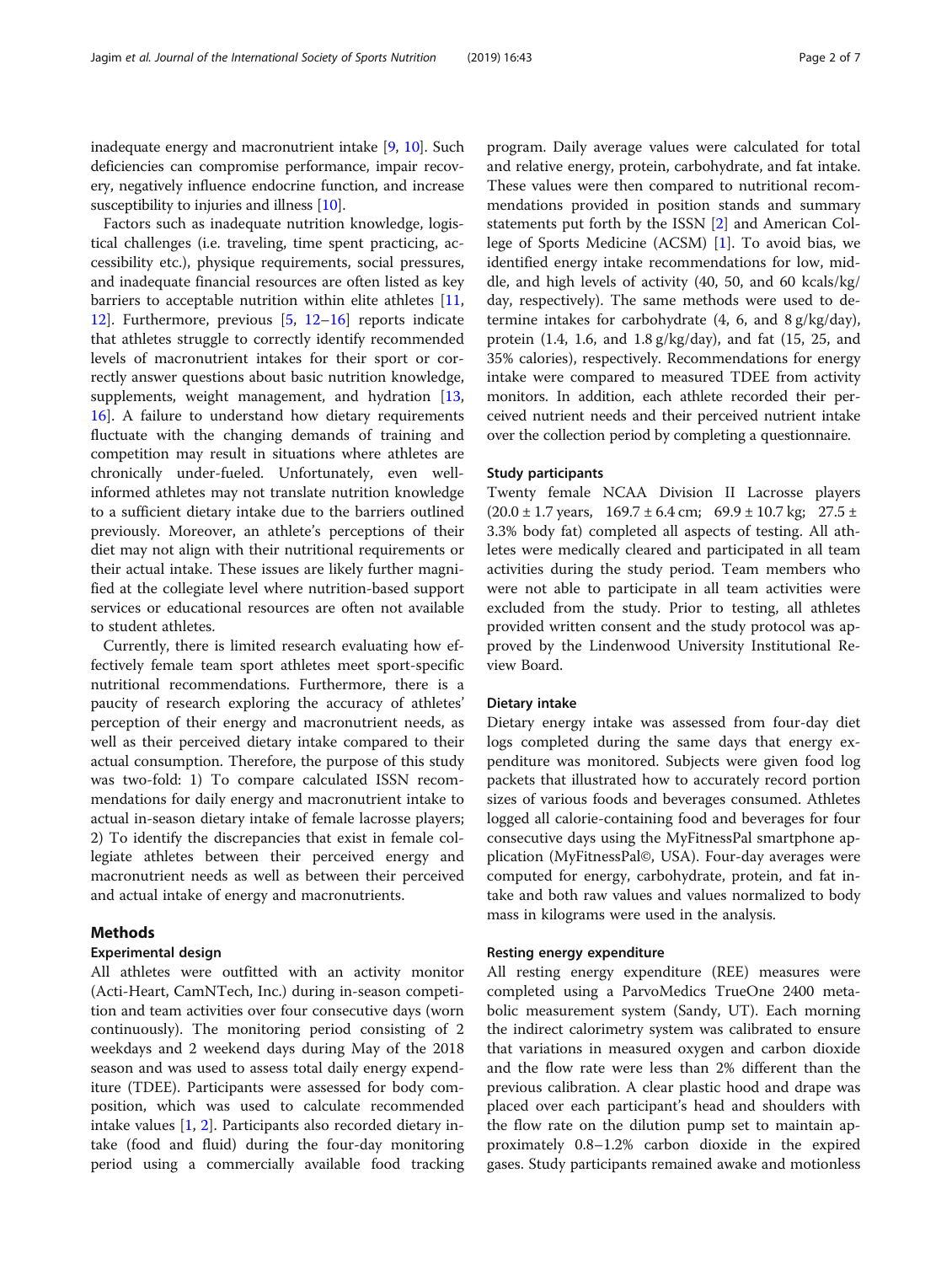inadequate energy and macronutrient intake [9, 10]. Such deficiencies can compromise performance, impair recovery, negatively influence endocrine function, and increase susceptibility to injuries and illness [10].

Factors such as inadequate nutrition knowledge, logistical challenges (i.e. traveling, time spent practicing, accessibility etc.), physique requirements, social pressures, and inadequate financial resources are often listed as key barriers to acceptable nutrition within elite athletes [11, 12]. Furthermore, previous [5, 12–16] reports indicate that athletes struggle to correctly identify recommended levels of macronutrient intakes for their sport or correctly answer questions about basic nutrition knowledge, supplements, weight management, and hydration [13, 16]. A failure to understand how dietary requirements fluctuate with the changing demands of training and competition may result in situations where athletes are chronically under-fueled. Unfortunately, even well-informed athletes may not translate nutrition knowledge to a sufficient dietary intake due to the barriers outlined previously. Moreover, an athlete's perceptions of their diet may not align with their nutritional requirements or their actual intake. These issues are likely further magnified at the collegiate level where nutrition-based support services or educational resources are often not available to student athletes.

Currently, there is limited research evaluating how effectively female team sport athletes meet sport-specific nutritional recommendations. Furthermore, there is a paucity of research exploring the accuracy of athletes' perception of their energy and macronutrient needs, as well as their perceived dietary intake compared to their actual consumption. Therefore, the purpose of this study was two-fold: 1) To compare calculated ISSN recommendations for daily energy and macronutrient intake to actual in-season dietary intake of female lacrosse players; 2) To identify the discrepancies that exist in female collegiate athletes between their perceived energy and macronutrient needs as well as between their perceived and actual intake of energy and macronutrients.

## Methods

### Experimental design

All athletes were outfitted with an activity monitor (Acti-Heart, CamNTech, Inc.) during in-season competition and team activities over four consecutive days (worn continuously). The monitoring period consisting of 2 weekdays and 2 weekend days during May of the 2018 season and was used to assess total daily energy expenditure (TDEE). Participants were assessed for body composition, which was used to calculate recommended intake values [1, 2]. Participants also recorded dietary intake (food and fluid) during the four-day monitoring period using a commercially available food tracking program. Daily average values were calculated for total and relative energy, protein, carbohydrate, and fat intake. These values were then compared to nutritional recommendations provided in position stands and summary statements put forth by the ISSN [2] and American College of Sports Medicine (ACSM) [1]. To avoid bias, we identified energy intake recommendations for low, middle, and high levels of activity (40, 50, and 60 kcals/kg/day, respectively). The same methods were used to determine intakes for carbohydrate (4, 6, and 8 g/kg/day), protein (1.4, 1.6, and 1.8 g/kg/day), and fat (15, 25, and 35% calories), respectively. Recommendations for energy intake were compared to measured TDEE from activity monitors. In addition, each athlete recorded their perceived nutrient needs and their perceived nutrient intake over the collection period by completing a questionnaire.

### Study participants

Twenty female NCAA Division II Lacrosse players (20.0 ± 1.7 years, 169.7 ± 6.4 cm; 69.9 ± 10.7 kg; 27.5 ± 3.3% body fat) completed all aspects of testing. All athletes were medically cleared and participated in all team activities during the study period. Team members who were not able to participate in all team activities were excluded from the study. Prior to testing, all athletes provided written consent and the study protocol was approved by the Lindenwood University Institutional Review Board.

### Dietary intake

Dietary energy intake was assessed from four-day diet logs completed during the same days that energy expenditure was monitored. Subjects were given food log packets that illustrated how to accurately record portion sizes of various foods and beverages consumed. Athletes logged all calorie-containing food and beverages for four consecutive days using the MyFitnessPal smartphone application (MyFitnessPal©, USA). Four-day averages were computed for energy, carbohydrate, protein, and fat intake and both raw values and values normalized to body mass in kilograms were used in the analysis.

### Resting energy expenditure

All resting energy expenditure (REE) measures were completed using a ParvoMedics TrueOne 2400 metabolic measurement system (Sandy, UT). Each morning the indirect calorimetry system was calibrated to ensure that variations in measured oxygen and carbon dioxide and the flow rate were less than 2% different than the previous calibration. A clear plastic hood and drape was placed over each participant's head and shoulders with the flow rate on the dilution pump set to maintain approximately 0.8–1.2% carbon dioxide in the expired gases. Study participants remained awake and motionless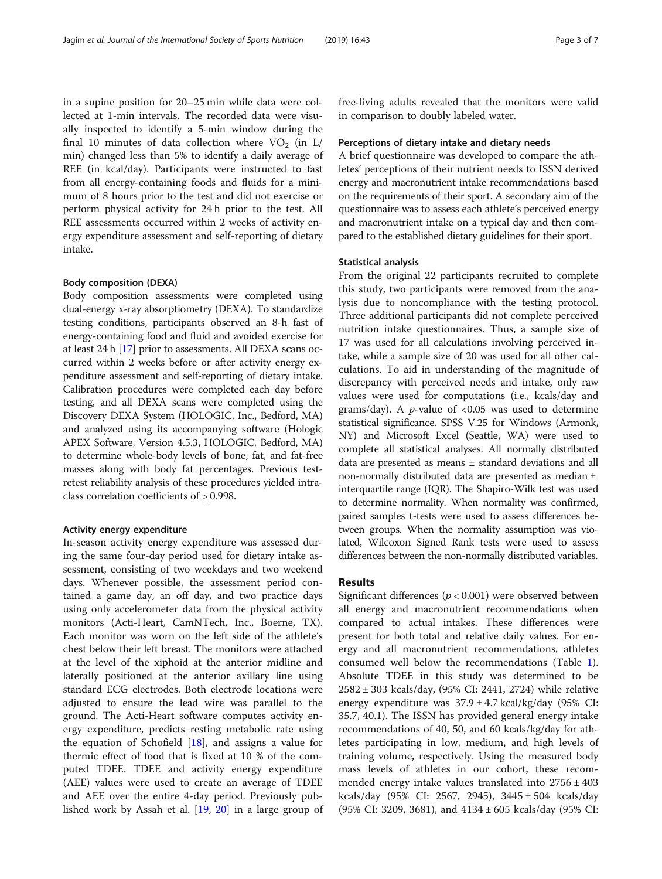in a supine position for 20–25 min while data were collected at 1-min intervals. The recorded data were visually inspected to identify a 5-min window during the final 10 minutes of data collection where $VO_2$ (in L/min) changed less than 5% to identify a daily average of REE (in kcal/day). Participants were instructed to fast from all energy-containing foods and fluids for a minimum of 8 hours prior to the test and did not exercise or perform physical activity for 24 h prior to the test. All REE assessments occurred within 2 weeks of activity energy expenditure assessment and self-reporting of dietary intake.

### Body composition (DEXA)

Body composition assessments were completed using dual-energy x-ray absorptiometry (DEXA). To standardize testing conditions, participants observed an 8-h fast of energy-containing food and fluid and avoided exercise for at least 24 h [17] prior to assessments. All DEXA scans occurred within 2 weeks before or after activity energy expenditure assessment and self-reporting of dietary intake. Calibration procedures were completed each day before testing, and all DEXA scans were completed using the Discovery DEXA System (HOLOGIC, Inc., Bedford, MA) and analyzed using its accompanying software (Hologic APEX Software, Version 4.5.3, HOLOGIC, Bedford, MA) to determine whole-body levels of bone, fat, and fat-free masses along with body fat percentages. Previous test-retest reliability analysis of these procedures yielded intraclass correlation coefficients of $\geq 0.998$.

### Activity energy expenditure

In-season activity energy expenditure was assessed during the same four-day period used for dietary intake assessment, consisting of two weekdays and two weekend days. Whenever possible, the assessment period contained a game day, an off day, and two practice days using only accelerometer data from the physical activity monitors (Acti-Heart, CamNTech, Inc., Boerne, TX). Each monitor was worn on the left side of the athlete's chest below their left breast. The monitors were attached at the level of the xiphoid at the anterior midline and laterally positioned at the anterior axillary line using standard ECG electrodes. Both electrode locations were adjusted to ensure the lead wire was parallel to the ground. The Acti-Heart software computes activity energy expenditure, predicts resting metabolic rate using the equation of Schofield [18], and assigns a value for thermic effect of food that is fixed at 10 % of the computed TDEE. TDEE and activity energy expenditure (AEE) values were used to create an average of TDEE and AEE over the entire 4-day period. Previously published work by Assah et al. [19, 20] in a large group of free-living adults revealed that the monitors were valid in comparison to doubly labeled water.

### Perceptions of dietary intake and dietary needs

A brief questionnaire was developed to compare the athletes' perceptions of their nutrient needs to ISSN derived energy and macronutrient intake recommendations based on the requirements of their sport. A secondary aim of the questionnaire was to assess each athlete's perceived energy and macronutrient intake on a typical day and then compared to the established dietary guidelines for their sport.

### Statistical analysis

From the original 22 participants recruited to complete this study, two participants were removed from the analysis due to noncompliance with the testing protocol. Three additional participants did not complete perceived nutrition intake questionnaires. Thus, a sample size of 17 was used for all calculations involving perceived intake, while a sample size of 20 was used for all other calculations. To aid in understanding of the magnitude of discrepancy with perceived needs and intake, only raw values were used for computations (i.e., kcals/day and grams/day). A $p$-value of <0.05 was used to determine statistical significance. SPSS V.25 for Windows (Armonk, NY) and Microsoft Excel (Seattle, WA) were used to complete all statistical analyses. All normally distributed data are presented as means ± standard deviations and all non-normally distributed data are presented as median ± interquartile range (IQR). The Shapiro-Wilk test was used to determine normality. When normality was confirmed, paired samples t-tests were used to assess differences between groups. When the normality assumption was violated, Wilcoxon Signed Rank tests were used to assess differences between the non-normally distributed variables.

## Results

Significant differences ($p < 0.001$) were observed between all energy and macronutrient recommendations when compared to actual intakes. These differences were present for both total and relative daily values. For energy and all macronutrient recommendations, athletes consumed well below the recommendations (Table 1). Absolute TDEE in this study was determined to be 2582 ± 303 kcals/day, (95% CI: 2441, 2724) while relative energy expenditure was 37.9 ± 4.7 kcal/kg/day (95% CI: 35.7, 40.1). The ISSN has provided general energy intake recommendations of 40, 50, and 60 kcals/kg/day for athletes participating in low, medium, and high levels of training volume, respectively. Using the measured body mass levels of athletes in our cohort, these recommended energy intake values translated into 2756 ± 403 kcals/day (95% CI: 2567, 2945), 3445 ± 504 kcals/day (95% CI: 3209, 3681), and 4134 ± 605 kcals/day (95% CI: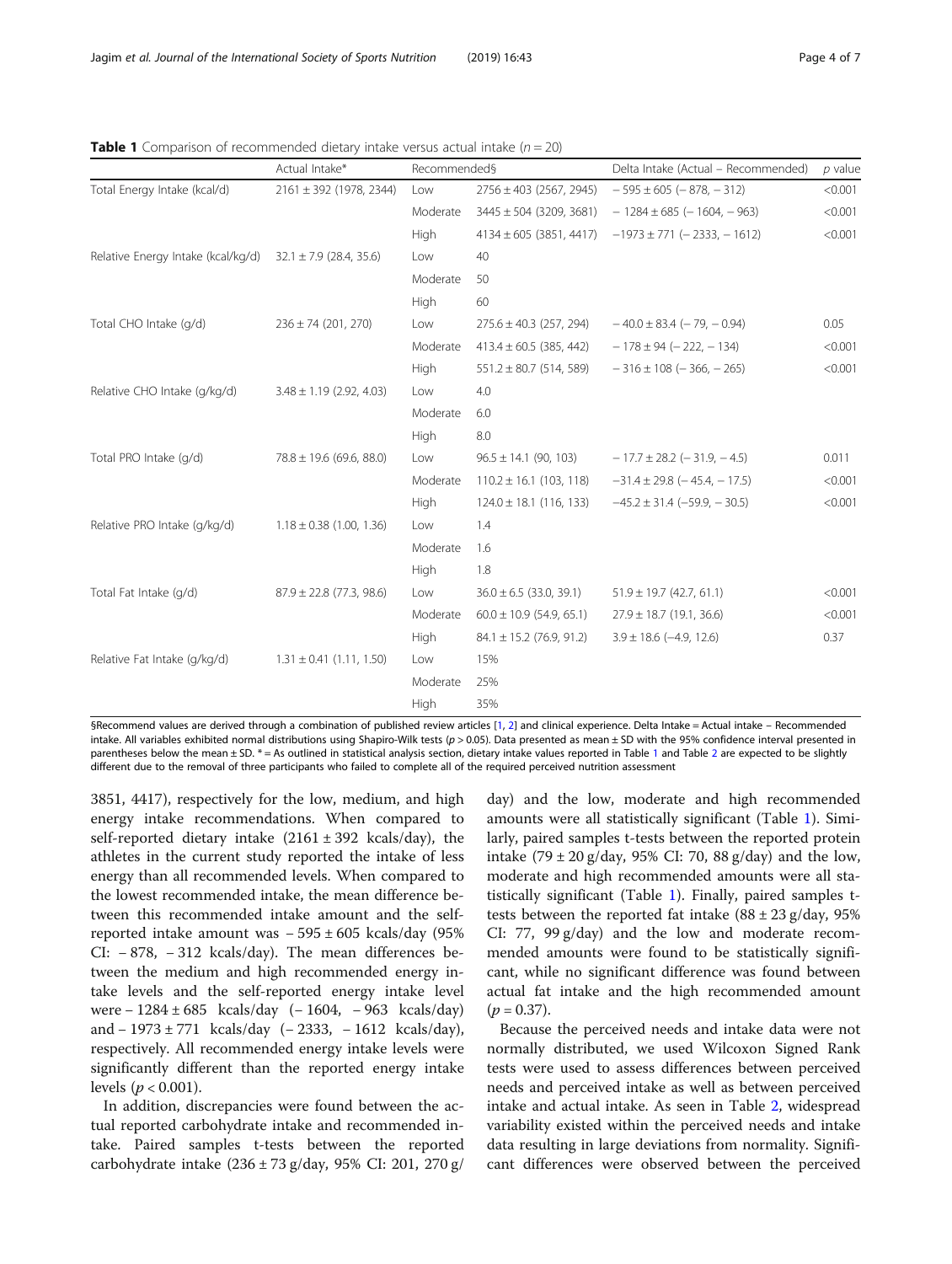**Table 1** Comparison of recommended dietary intake versus actual intake ($n = 20$)

| | Actual Intake* | Recommended§ | | Delta Intake (Actual – Recommended) | *p* value |
|---|---|---|---|---|---|
| Total Energy Intake (kcal/d) | 2161 ± 392 (1978, 2344) | Low | 2756 ± 403 (2567, 2945) | − 595 ± 605 (− 878, − 312) | <0.001 |
| | | Moderate | 3445 ± 504 (3209, 3681) | − 1284 ± 685 (− 1604, − 963) | <0.001 |
| | | High | 4134 ± 605 (3851, 4417) | −1973 ± 771 (− 2333, − 1612) | <0.001 |
| Relative Energy Intake (kcal/kg/d) | 32.1 ± 7.9 (28.4, 35.6) | Low | 40 | | |
| | | Moderate | 50 | | |
| | | High | 60 | | |
| Total CHO Intake (g/d) | 236 ± 74 (201, 270) | Low | 275.6 ± 40.3 (257, 294) | − 40.0 ± 83.4 (− 79, − 0.94) | 0.05 |
| | | Moderate | 413.4 ± 60.5 (385, 442) | − 178 ± 94 (− 222, − 134) | <0.001 |
| | | High | 551.2 ± 80.7 (514, 589) | − 316 ± 108 (− 366, − 265) | <0.001 |
| Relative CHO Intake (g/kg/d) | 3.48 ± 1.19 (2.92, 4.03) | Low | 4.0 | | |
| | | Moderate | 6.0 | | |
| | | High | 8.0 | | |
| Total PRO Intake (g/d) | 78.8 ± 19.6 (69.6, 88.0) | Low | 96.5 ± 14.1 (90, 103) | − 17.7 ± 28.2 (− 31.9, − 4.5) | 0.011 |
| | | Moderate | 110.2 ± 16.1 (103, 118) | −31.4 ± 29.8 (− 45.4, − 17.5) | <0.001 |
| | | High | 124.0 ± 18.1 (116, 133) | −45.2 ± 31.4 (−59.9, − 30.5) | <0.001 |
| Relative PRO Intake (g/kg/d) | 1.18 ± 0.38 (1.00, 1.36) | Low | 1.4 | | |
| | | Moderate | 1.6 | | |
| | | High | 1.8 | | |
| Total Fat Intake (g/d) | 87.9 ± 22.8 (77.3, 98.6) | Low | 36.0 ± 6.5 (33.0, 39.1) | 51.9 ± 19.7 (42.7, 61.1) | <0.001 |
| | | Moderate | 60.0 ± 10.9 (54.9, 65.1) | 27.9 ± 18.7 (19.1, 36.6) | <0.001 |
| | | High | 84.1 ± 15.2 (76.9, 91.2) | 3.9 ± 18.6 (−4.9, 12.6) | 0.37 |
| Relative Fat Intake (g/kg/d) | 1.31 ± 0.41 (1.11, 1.50) | Low | 15% | | |
| | | Moderate | 25% | | |
| | | High | 35% | | |

§Recommend values are derived through a combination of published review articles [1, 2] and clinical experience. Delta Intake = Actual intake – Recommended intake. All variables exhibited normal distributions using Shapiro-Wilk tests ($p > 0.05$). Data presented as mean ± SD with the 95% confidence interval presented in parentheses below the mean ± SD. * = As outlined in statistical analysis section, dietary intake values reported in Table 1 and Table 2 are expected to be slightly different due to the removal of three participants who failed to complete all of the required perceived nutrition assessment

3851, 4417), respectively for the low, medium, and high energy intake recommendations. When compared to self-reported dietary intake (2161 ± 392 kcals/day), the athletes in the current study reported the intake of less energy than all recommended levels. When compared to the lowest recommended intake, the mean difference between this recommended intake amount and the self-reported intake amount was − 595 ± 605 kcals/day (95% CI: − 878, − 312 kcals/day). The mean differences between the medium and high recommended energy intake levels and the self-reported energy intake level were − 1284 ± 685 kcals/day (− 1604, − 963 kcals/day) and − 1973 ± 771 kcals/day (− 2333, − 1612 kcals/day), respectively. All recommended energy intake levels were significantly different than the reported energy intake levels ($p < 0.001$).

In addition, discrepancies were found between the actual reported carbohydrate intake and recommended intake. Paired samples t-tests between the reported carbohydrate intake (236 ± 73 g/day, 95% CI: 201, 270 g/day) and the low, moderate and high recommended amounts were all statistically significant (Table 1). Similarly, paired samples t-tests between the reported protein intake (79 ± 20 g/day, 95% CI: 70, 88 g/day) and the low, moderate and high recommended amounts were all statistically significant (Table 1). Finally, paired samples t-tests between the reported fat intake (88 ± 23 g/day, 95% CI: 77, 99 g/day) and the low and moderate recommended amounts were found to be statistically significant, while no significant difference was found between actual fat intake and the high recommended amount ($p = 0.37$).

Because the perceived needs and intake data were not normally distributed, we used Wilcoxon Signed Rank tests were used to assess differences between perceived needs and perceived intake as well as between perceived intake and actual intake. As seen in Table 2, widespread variability existed within the perceived needs and intake data resulting in large deviations from normality. Significant differences were observed between the perceived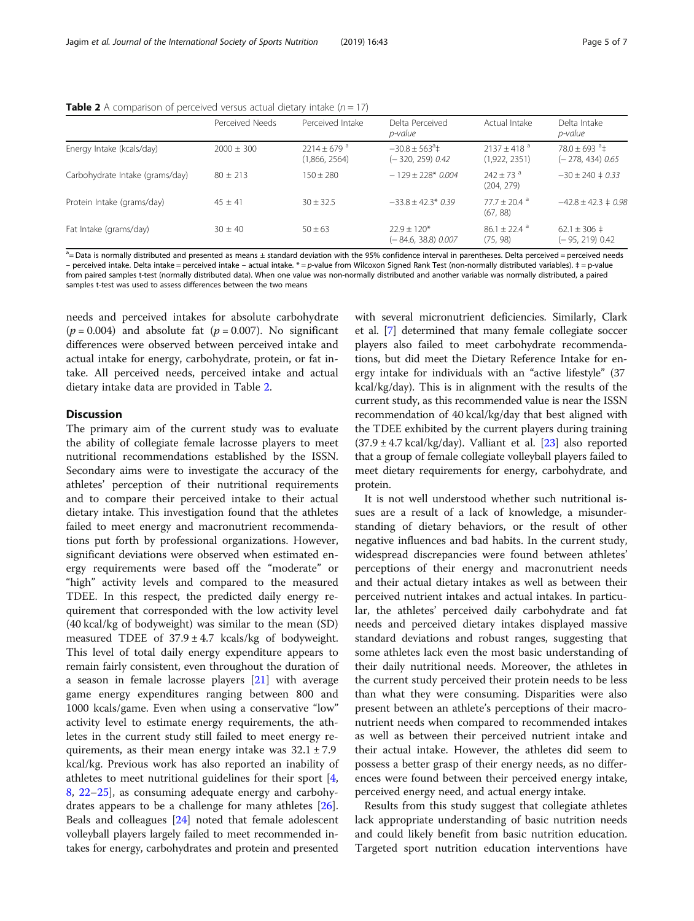**Table 2** A comparison of perceived versus actual dietary intake ($n = 17$)

| | Perceived Needs | Perceived Intake | Delta Perceived *p-value* | Actual Intake | Delta Intake *p-value* |
|---|---|---|---|---|---|
| Energy Intake (kcals/day) | 2000 ± 300 | 2214 ± 679 [a] (1,866, 2564) | −30.8 ± 563[a]‡ (− 320, 259) *0.42* | 2137 ± 418 [a] (1,922, 2351) | 78.0 ± 693 [a]‡ (− 278, 434) *0.65* |
| Carbohydrate Intake (grams/day) | 80 ± 213 | 150 ± 280 | − 129 ± 228* *0.004* | 242 ± 73 [a] (204, 279) | −30 ± 240 ‡ *0.33* |
| Protein Intake (grams/day) | 45 ± 41 | 30 ± 32.5 | −33.8 ± 42.3* *0.39* | 77.7 ± 20.4 [a] (67, 88) | −42.8 ± 42.3 ‡ *0.98* |
| Fat Intake (grams/day) | 30 ± 40 | 50 ± 63 | 22.9 ± 120* (− 84.6, 38.8) *0.007* | 86.1 ± 22.4 [a] (75, 98) | 62.1 ± 306 ‡ (− 95, 219) 0.42 |

[a]= Data is normally distributed and presented as means ± standard deviation with the 95% confidence interval in parentheses. Delta perceived = perceived needs – perceived intake. Delta intake = perceived intake – actual intake. * = *p*-value from Wilcoxon Signed Rank Test (non-normally distributed variables). ‡ = p-value from paired samples t-test (normally distributed data). When one value was non-normally distributed and another variable was normally distributed, a paired samples t-test was used to assess differences between the two means

needs and perceived intakes for absolute carbohydrate ($p = 0.004$) and absolute fat ($p = 0.007$). No significant differences were observed between perceived intake and actual intake for energy, carbohydrate, protein, or fat intake. All perceived needs, perceived intake and actual dietary intake data are provided in Table 2.

## Discussion

The primary aim of the current study was to evaluate the ability of collegiate female lacrosse players to meet nutritional recommendations established by the ISSN. Secondary aims were to investigate the accuracy of the athletes' perception of their nutritional requirements and to compare their perceived intake to their actual dietary intake. This investigation found that the athletes failed to meet energy and macronutrient recommendations put forth by professional organizations. However, significant deviations were observed when estimated energy requirements were based off the "moderate" or "high" activity levels and compared to the measured TDEE. In this respect, the predicted daily energy requirement that corresponded with the low activity level (40 kcal/kg of bodyweight) was similar to the mean (SD) measured TDEE of 37.9 ± 4.7 kcals/kg of bodyweight. This level of total daily energy expenditure appears to remain fairly consistent, even throughout the duration of a season in female lacrosse players [21] with average game energy expenditures ranging between 800 and 1000 kcals/game. Even when using a conservative "low" activity level to estimate energy requirements, the athletes in the current study still failed to meet energy requirements, as their mean energy intake was 32.1 ± 7.9 kcal/kg. Previous work has also reported an inability of athletes to meet nutritional guidelines for their sport [4, 8, 22–25], as consuming adequate energy and carbohydrates appears to be a challenge for many athletes [26]. Beals and colleagues [24] noted that female adolescent volleyball players largely failed to meet recommended intakes for energy, carbohydrates and protein and presented with several micronutrient deficiencies. Similarly, Clark et al. [7] determined that many female collegiate soccer players also failed to meet carbohydrate recommendations, but did meet the Dietary Reference Intake for energy intake for individuals with an "active lifestyle" (37 kcal/kg/day). This is in alignment with the results of the current study, as this recommended value is near the ISSN recommendation of 40 kcal/kg/day that best aligned with the TDEE exhibited by the current players during training (37.9 ± 4.7 kcal/kg/day). Valliant et al. [23] also reported that a group of female collegiate volleyball players failed to meet dietary requirements for energy, carbohydrate, and protein.

It is not well understood whether such nutritional issues are a result of a lack of knowledge, a misunderstanding of dietary behaviors, or the result of other negative influences and bad habits. In the current study, widespread discrepancies were found between athletes' perceptions of their energy and macronutrient needs and their actual dietary intakes as well as between their perceived nutrient intakes and actual intakes. In particular, the athletes' perceived daily carbohydrate and fat needs and perceived dietary intakes displayed massive standard deviations and robust ranges, suggesting that some athletes lack even the most basic understanding of their daily nutritional needs. Moreover, the athletes in the current study perceived their protein needs to be less than what they were consuming. Disparities were also present between an athlete's perceptions of their macronutrient needs when compared to recommended intakes as well as between their perceived nutrient intake and their actual intake. However, the athletes did seem to possess a better grasp of their energy needs, as no differences were found between their perceived energy intake, perceived energy need, and actual energy intake.

Results from this study suggest that collegiate athletes lack appropriate understanding of basic nutrition needs and could likely benefit from basic nutrition education. Targeted sport nutrition education interventions have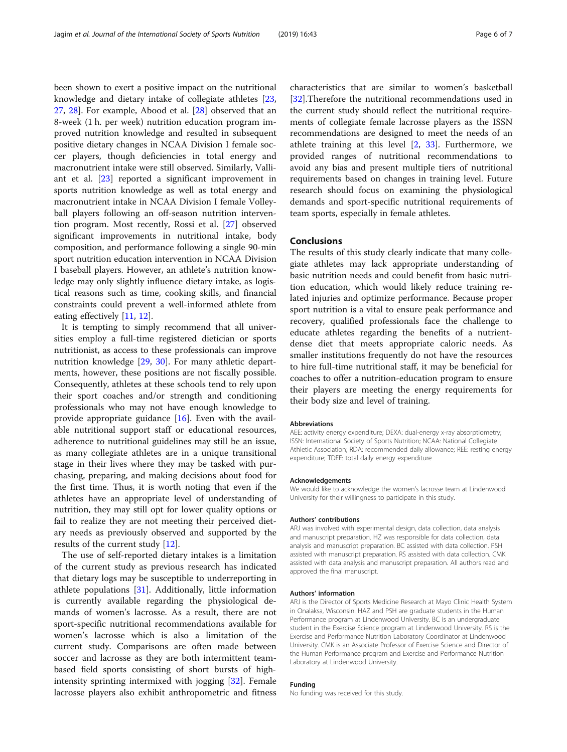been shown to exert a positive impact on the nutritional knowledge and dietary intake of collegiate athletes [23, 27, 28]. For example, Abood et al. [28] observed that an 8-week (1 h. per week) nutrition education program improved nutrition knowledge and resulted in subsequent positive dietary changes in NCAA Division I female soccer players, though deficiencies in total energy and macronutrient intake were still observed. Similarly, Valliant et al. [23] reported a significant improvement in sports nutrition knowledge as well as total energy and macronutrient intake in NCAA Division I female Volleyball players following an off-season nutrition intervention program. Most recently, Rossi et al. [27] observed significant improvements in nutritional intake, body composition, and performance following a single 90-min sport nutrition education intervention in NCAA Division I baseball players. However, an athlete's nutrition knowledge may only slightly influence dietary intake, as logistical reasons such as time, cooking skills, and financial constraints could prevent a well-informed athlete from eating effectively [11, 12].

It is tempting to simply recommend that all universities employ a full-time registered dietician or sports nutritionist, as access to these professionals can improve nutrition knowledge [29, 30]. For many athletic departments, however, these positions are not fiscally possible. Consequently, athletes at these schools tend to rely upon their sport coaches and/or strength and conditioning professionals who may not have enough knowledge to provide appropriate guidance [16]. Even with the available nutritional support staff or educational resources, adherence to nutritional guidelines may still be an issue, as many collegiate athletes are in a unique transitional stage in their lives where they may be tasked with purchasing, preparing, and making decisions about food for the first time. Thus, it is worth noting that even if the athletes have an appropriate level of understanding of nutrition, they may still opt for lower quality options or fail to realize they are not meeting their perceived dietary needs as previously observed and supported by the results of the current study [12].

The use of self-reported dietary intakes is a limitation of the current study as previous research has indicated that dietary logs may be susceptible to underreporting in athlete populations [31]. Additionally, little information is currently available regarding the physiological demands of women's lacrosse. As a result, there are not sport-specific nutritional recommendations available for women's lacrosse which is also a limitation of the current study. Comparisons are often made between soccer and lacrosse as they are both intermittent team-based field sports consisting of short bursts of high-intensity sprinting intermixed with jogging [32]. Female lacrosse players also exhibit anthropometric and fitness characteristics that are similar to women's basketball [32].Therefore the nutritional recommendations used in the current study should reflect the nutritional requirements of collegiate female lacrosse players as the ISSN recommendations are designed to meet the needs of an athlete training at this level [2, 33]. Furthermore, we provided ranges of nutritional recommendations to avoid any bias and present multiple tiers of nutritional requirements based on changes in training level. Future research should focus on examining the physiological demands and sport-specific nutritional requirements of team sports, especially in female athletes.

## Conclusions

The results of this study clearly indicate that many collegiate athletes may lack appropriate understanding of basic nutrition needs and could benefit from basic nutrition education, which would likely reduce training related injuries and optimize performance. Because proper sport nutrition is a vital to ensure peak performance and recovery, qualified professionals face the challenge to educate athletes regarding the benefits of a nutrient-dense diet that meets appropriate caloric needs. As smaller institutions frequently do not have the resources to hire full-time nutritional staff, it may be beneficial for coaches to offer a nutrition-education program to ensure their players are meeting the energy requirements for their body size and level of training.

### Abbreviations

AEE: activity energy expenditure; DEXA: dual-energy x-ray absorptiometry; ISSN: International Society of Sports Nutrition; NCAA: National Collegiate Athletic Association; RDA: recommended daily allowance; REE: resting energy expenditure; TDEE: total daily energy expenditure

### Acknowledgements

We would like to acknowledge the women's lacrosse team at Lindenwood University for their willingness to participate in this study.

### Authors' contributions

ARJ was involved with experimental design, data collection, data analysis and manuscript preparation. HZ was responsible for data collection, data analysis and manuscript preparation. BC assisted with data collection. PSH assisted with manuscript preparation. RS assisted with data collection. CMK assisted with data analysis and manuscript preparation. All authors read and approved the final manuscript.

### Authors' information

ARJ is the Director of Sports Medicine Research at Mayo Clinic Health System in Onalaska, Wisconsin. HAZ and PSH are graduate students in the Human Performance program at Lindenwood University. BC is an undergraduate student in the Exercise Science program at Lindenwood University. RS is the Exercise and Performance Nutrition Laboratory Coordinator at Lindenwood University. CMK is an Associate Professor of Exercise Science and Director of the Human Performance program and Exercise and Performance Nutrition Laboratory at Lindenwood University.

### Funding

No funding was received for this study.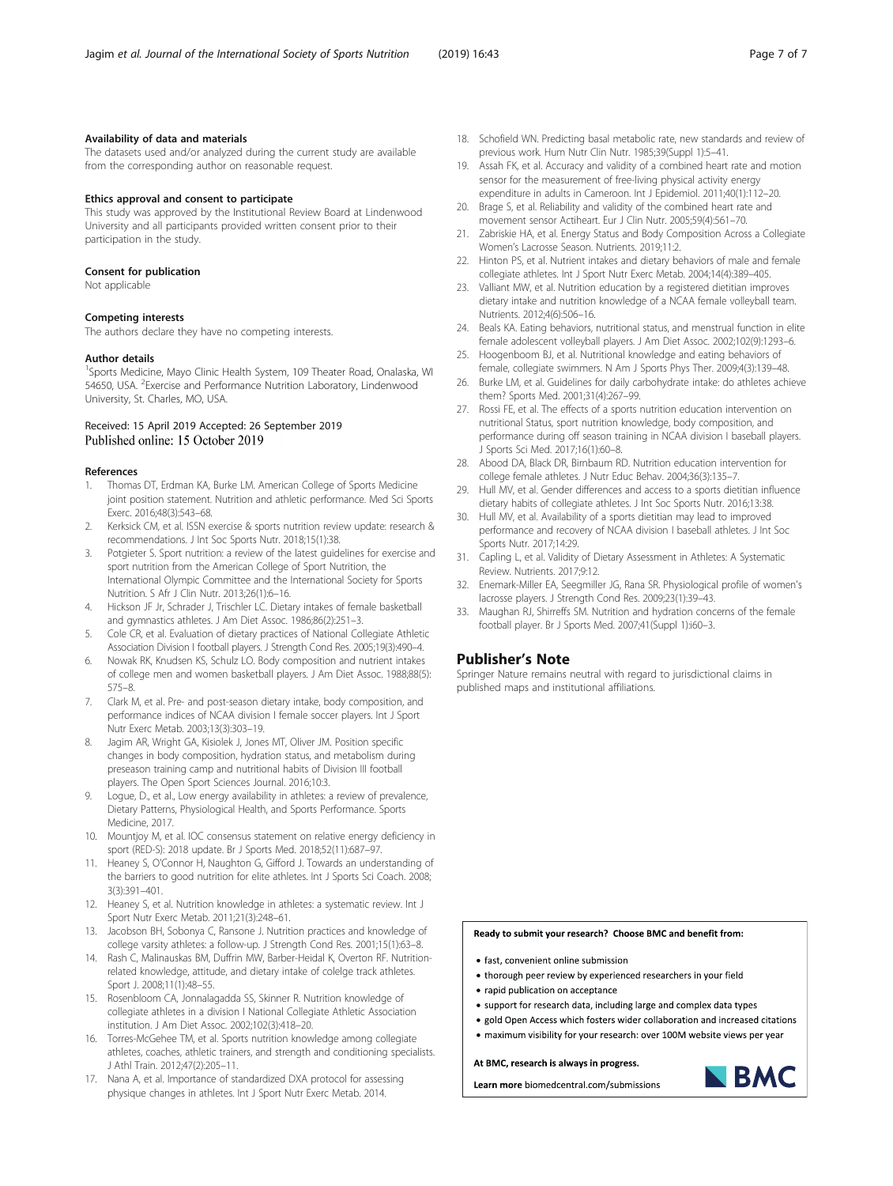#### Availability of data and materials

The datasets used and/or analyzed during the current study are available from the corresponding author on reasonable request.

#### Ethics approval and consent to participate

This study was approved by the Institutional Review Board at Lindenwood University and all participants provided written consent prior to their participation in the study.

#### Consent for publication

Not applicable

#### Competing interests

The authors declare they have no competing interests.

#### Author details

[1]Sports Medicine, Mayo Clinic Health System, 109 Theater Road, Onalaska, WI 54650, USA. [2]Exercise and Performance Nutrition Laboratory, Lindenwood University, St. Charles, MO, USA.

Received: 15 April 2019 Accepted: 26 September 2019
Published online: 15 October 2019

#### References

1. Thomas DT, Erdman KA, Burke LM. American College of Sports Medicine joint position statement. Nutrition and athletic performance. Med Sci Sports Exerc. 2016;48(3):543–68.
2. Kerksick CM, et al. ISSN exercise & sports nutrition review update: research & recommendations. J Int Soc Sports Nutr. 2018;15(1):38.
3. Potgieter S. Sport nutrition: a review of the latest guidelines for exercise and sport nutrition from the American College of Sport Nutrition, the International Olympic Committee and the International Society for Sports Nutrition. S Afr J Clin Nutr. 2013;26(1):6–16.
4. Hickson JF Jr, Schrader J, Trischler LC. Dietary intakes of female basketball and gymnastics athletes. J Am Diet Assoc. 1986;86(2):251–3.
5. Cole CR, et al. Evaluation of dietary practices of National Collegiate Athletic Association Division I football players. J Strength Cond Res. 2005;19(3):490–4.
6. Nowak RK, Knudsen KS, Schulz LO. Body composition and nutrient intakes of college men and women basketball players. J Am Diet Assoc. 1988;88(5): 575–8.
7. Clark M, et al. Pre- and post-season dietary intake, body composition, and performance indices of NCAA division I female soccer players. Int J Sport Nutr Exerc Metab. 2003;13(3):303–19.
8. Jagim AR, Wright GA, Kisiolek J, Jones MT, Oliver JM. Position specific changes in body composition, hydration status, and metabolism during preseason training camp and nutritional habits of Division III football players. The Open Sport Sciences Journal. 2016;10:3.
9. Logue, D., et al., Low energy availability in athletes: a review of prevalence, Dietary Patterns, Physiological Health, and Sports Performance. Sports Medicine, 2017.
10. Mountjoy M, et al. IOC consensus statement on relative energy deficiency in sport (RED-S): 2018 update. Br J Sports Med. 2018;52(11):687–97.
11. Heaney S, O'Connor H, Naughton G, Gifford J. Towards an understanding of the barriers to good nutrition for elite athletes. Int J Sports Sci Coach. 2008; 3(3):391–401.
12. Heaney S, et al. Nutrition knowledge in athletes: a systematic review. Int J Sport Nutr Exerc Metab. 2011;21(3):248–61.
13. Jacobson BH, Sobonya C, Ransone J. Nutrition practices and knowledge of college varsity athletes: a follow-up. J Strength Cond Res. 2001;15(1):63–8.
14. Rash C, Malinauskas BM, Duffrin MW, Barber-Heidal K, Overton RF. Nutrition-related knowledge, attitude, and dietary intake of colelge track athletes. Sport J. 2008;11(1):48–55.
15. Rosenbloom CA, Jonnalagadda SS, Skinner R. Nutrition knowledge of collegiate athletes in a division I National Collegiate Athletic Association institution. J Am Diet Assoc. 2002;102(3):418–20.
16. Torres-McGehee TM, et al. Sports nutrition knowledge among collegiate athletes, coaches, athletic trainers, and strength and conditioning specialists. J Athl Train. 2012;47(2):205–11.
17. Nana A, et al. Importance of standardized DXA protocol for assessing physique changes in athletes. Int J Sport Nutr Exerc Metab. 2014.
18. Schofield WN. Predicting basal metabolic rate, new standards and review of previous work. Hum Nutr Clin Nutr. 1985;39(Suppl 1):5–41.
19. Assah FK, et al. Accuracy and validity of a combined heart rate and motion sensor for the measurement of free-living physical activity energy expenditure in adults in Cameroon. Int J Epidemiol. 2011;40(1):112–20.
20. Brage S, et al. Reliability and validity of the combined heart rate and movement sensor Actiheart. Eur J Clin Nutr. 2005;59(4):561–70.
21. Zabriskie HA, et al. Energy Status and Body Composition Across a Collegiate Women's Lacrosse Season. Nutrients. 2019;11:2.
22. Hinton PS, et al. Nutrient intakes and dietary behaviors of male and female collegiate athletes. Int J Sport Nutr Exerc Metab. 2004;14(4):389–405.
23. Valliant MW, et al. Nutrition education by a registered dietitian improves dietary intake and nutrition knowledge of a NCAA female volleyball team. Nutrients. 2012;4(6):506–16.
24. Beals KA. Eating behaviors, nutritional status, and menstrual function in elite female adolescent volleyball players. J Am Diet Assoc. 2002;102(9):1293–6.
25. Hoogenboom BJ, et al. Nutritional knowledge and eating behaviors of female, collegiate swimmers. N Am J Sports Phys Ther. 2009;4(3):139–48.
26. Burke LM, et al. Guidelines for daily carbohydrate intake: do athletes achieve them? Sports Med. 2001;31(4):267–99.
27. Rossi FE, et al. The effects of a sports nutrition education intervention on nutritional Status, sport nutrition knowledge, body composition, and performance during off season training in NCAA division I baseball players. J Sports Sci Med. 2017;16(1):60–8.
28. Abood DA, Black DR, Birnbaum RD. Nutrition education intervention for college female athletes. J Nutr Educ Behav. 2004;36(3):135–7.
29. Hull MV, et al. Gender differences and access to a sports dietitian influence dietary habits of collegiate athletes. J Int Soc Sports Nutr. 2016;13:38.
30. Hull MV, et al. Availability of a sports dietitian may lead to improved performance and recovery of NCAA division I baseball athletes. J Int Soc Sports Nutr. 2017;14:29.
31. Capling L, et al. Validity of Dietary Assessment in Athletes: A Systematic Review. Nutrients. 2017;9:12.
32. Enemark-Miller EA, Seegmiller JG, Rana SR. Physiological profile of women's lacrosse players. J Strength Cond Res. 2009;23(1):39–43.
33. Maughan RJ, Shirreffs SM. Nutrition and hydration concerns of the female football player. Br J Sports Med. 2007;41(Suppl 1):i60–3.

### Publisher's Note

Springer Nature remains neutral with regard to jurisdictional claims in published maps and institutional affiliations.

**Ready to submit your research? Choose BMC and benefit from:**

- fast, convenient online submission
- thorough peer review by experienced researchers in your field
- rapid publication on acceptance
- support for research data, including large and complex data types
- gold Open Access which fosters wider collaboration and increased citations
- maximum visibility for your research: over 100M website views per year

**At BMC, research is always in progress.**

**Learn more** biomedcentral.com/submissions

BMC